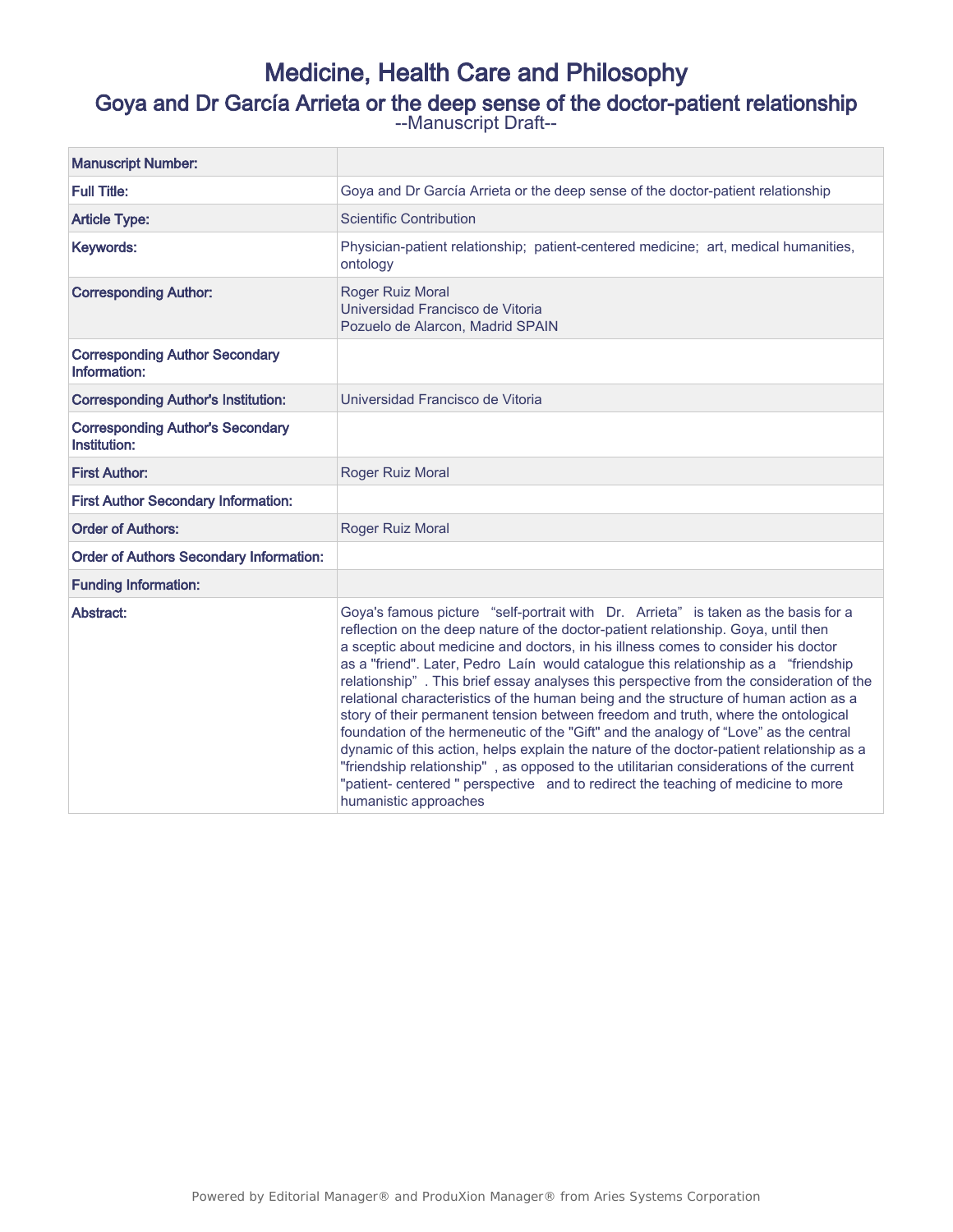# Medicine, Health Care and Philosophy

## Goya and Dr García Arrieta or the deep sense of the doctor-patient relationship

--Manuscript Draft--

| Manuscript Number: | |
|---|---|
| Full Title: | Goya and Dr García Arrieta or the deep sense of the doctor-patient relationship |
| Article Type: | Scientific Contribution |
| Keywords: | Physician-patient relationship; patient-centered medicine; art, medical humanities, ontology |
| Corresponding Author: | Roger Ruiz Moral<br>Universidad Francisco de Vitoria<br>Pozuelo de Alarcon, Madrid SPAIN |
| Corresponding Author Secondary Information: | |
| Corresponding Author's Institution: | Universidad Francisco de Vitoria |
| Corresponding Author's Secondary Institution: | |
| First Author: | Roger Ruiz Moral |
| First Author Secondary Information: | |
| Order of Authors: | Roger Ruiz Moral |
| Order of Authors Secondary Information: | |
| Funding Information: | |
| Abstract: | Goya's famous picture "self-portrait with Dr. Arrieta" is taken as the basis for a reflection on the deep nature of the doctor-patient relationship. Goya, until then a sceptic about medicine and doctors, in his illness comes to consider his doctor as a "friend". Later, Pedro Laín would catalogue this relationship as a "friendship relationship". This brief essay analyses this perspective from the consideration of the relational characteristics of the human being and the structure of human action as a story of their permanent tension between freedom and truth, where the ontological foundation of the hermeneutic of the "Gift" and the analogy of "Love" as the central dynamic of this action, helps explain the nature of the doctor-patient relationship as a "friendship relationship", as opposed to the utilitarian considerations of the current "patient- centered " perspective and to redirect the teaching of medicine to more humanistic approaches |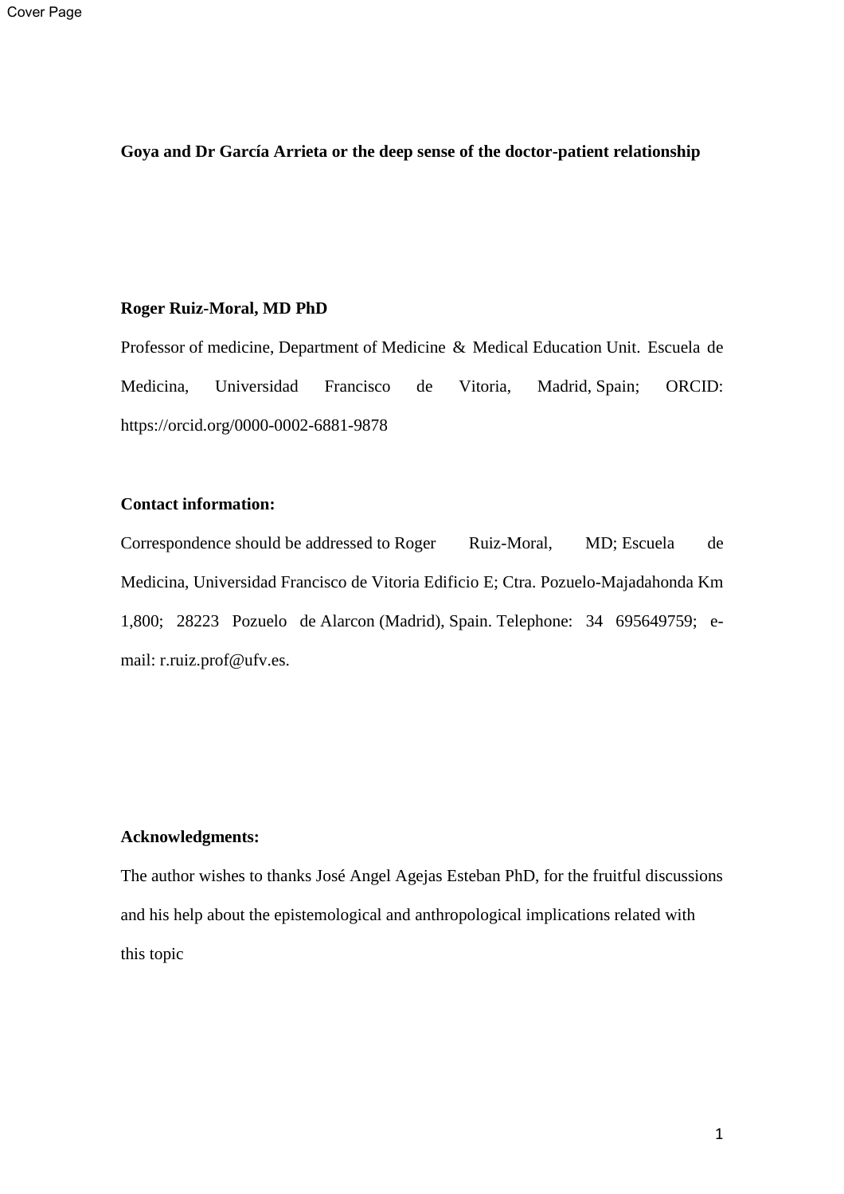**Goya and Dr García Arrieta or the deep sense of the doctor-patient relationship**

**Roger Ruiz-Moral, MD PhD**

Professor of medicine, Department of Medicine & Medical Education Unit. Escuela de Medicina, Universidad Francisco de Vitoria, Madrid, Spain; ORCID: https://orcid.org/0000-0002-6881-9878

**Contact information:**

Correspondence should be addressed to Roger Ruiz-Moral, MD; Escuela de Medicina, Universidad Francisco de Vitoria Edificio E; Ctra. Pozuelo-Majadahonda Km 1,800; 28223 Pozuelo de Alarcon (Madrid), Spain. Telephone: 34 695649759; e-mail: r.ruiz.prof@ufv.es.

**Acknowledgments:**

The author wishes to thanks José Angel Agejas Esteban PhD, for the fruitful discussions and his help about the epistemological and anthropological implications related with this topic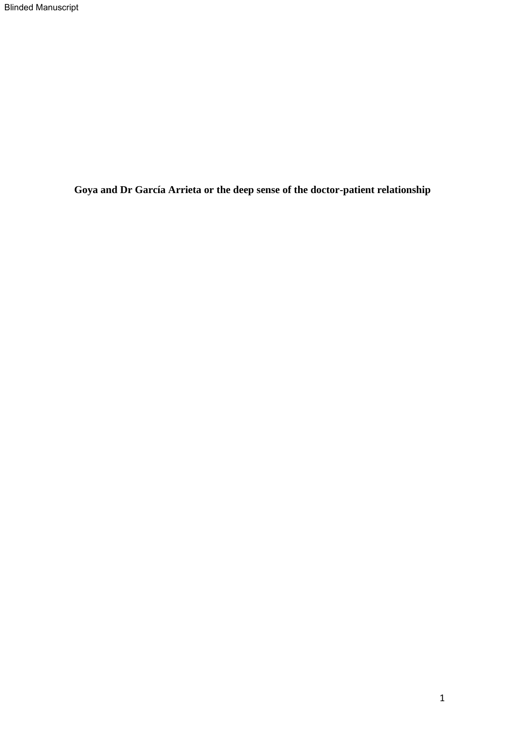**Goya and Dr García Arrieta or the deep sense of the doctor-patient relationship**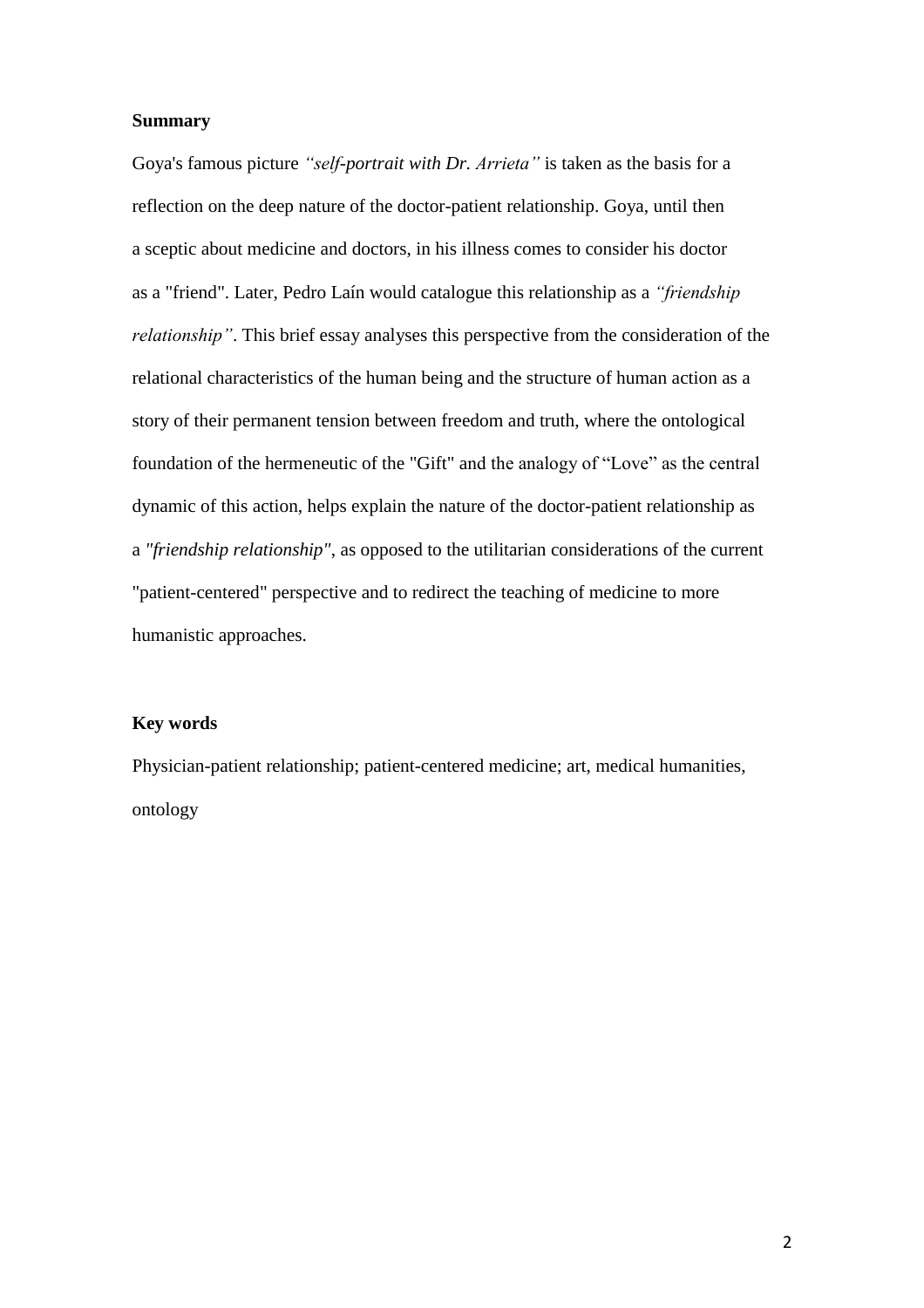**Summary**

Goya's famous picture *"self-portrait with Dr. Arrieta"* is taken as the basis for a reflection on the deep nature of the doctor-patient relationship. Goya, until then a sceptic about medicine and doctors, in his illness comes to consider his doctor as a "friend". Later, Pedro Laín would catalogue this relationship as a *"friendship relationship"*. This brief essay analyses this perspective from the consideration of the relational characteristics of the human being and the structure of human action as a story of their permanent tension between freedom and truth, where the ontological foundation of the hermeneutic of the "Gift" and the analogy of "Love" as the central dynamic of this action, helps explain the nature of the doctor-patient relationship as a *"friendship relationship"*, as opposed to the utilitarian considerations of the current "patient-centered" perspective and to redirect the teaching of medicine to more humanistic approaches.

**Key words**

Physician-patient relationship; patient-centered medicine; art, medical humanities, ontology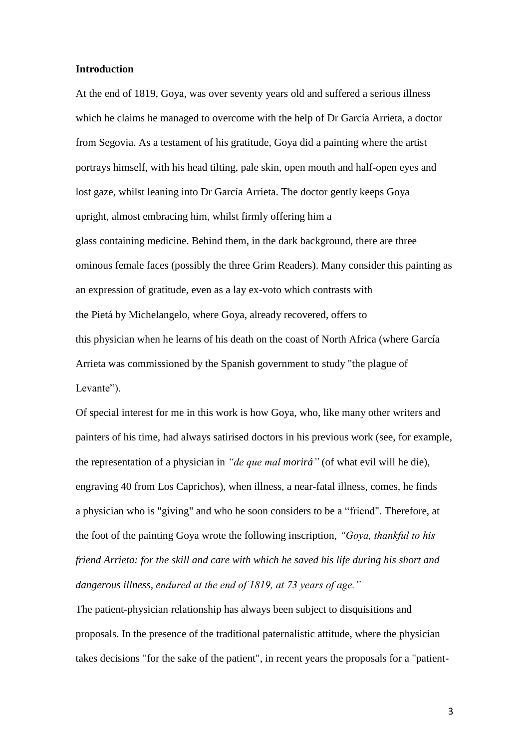**Introduction**

At the end of 1819, Goya, was over seventy years old and suffered a serious illness which he claims he managed to overcome with the help of Dr García Arrieta, a doctor from Segovia. As a testament of his gratitude, Goya did a painting where the artist portrays himself, with his head tilting, pale skin, open mouth and half-open eyes and lost gaze, whilst leaning into Dr García Arrieta. The doctor gently keeps Goya upright, almost embracing him, whilst firmly offering him a glass containing medicine. Behind them, in the dark background, there are three ominous female faces (possibly the three Grim Readers). Many consider this painting as an expression of gratitude, even as a lay ex-voto which contrasts with the Pietá by Michelangelo, where Goya, already recovered, offers to this physician when he learns of his death on the coast of North Africa (where García Arrieta was commissioned by the Spanish government to study "the plague of Levante").

Of special interest for me in this work is how Goya, who, like many other writers and painters of his time, had always satirised doctors in his previous work (see, for example, the representation of a physician in *"de que mal morirá"* (of what evil will he die), engraving 40 from Los Caprichos), when illness, a near-fatal illness, comes, he finds a physician who is "giving" and who he soon considers to be a "friend". Therefore, at the foot of the painting Goya wrote the following inscription, *"Goya, thankful to his friend Arrieta: for the skill and care with which he saved his life during his short and dangerous illness, endured at the end of 1819, at 73 years of age."*

The patient-physician relationship has always been subject to disquisitions and proposals. In the presence of the traditional paternalistic attitude, where the physician takes decisions "for the sake of the patient", in recent years the proposals for a "patient-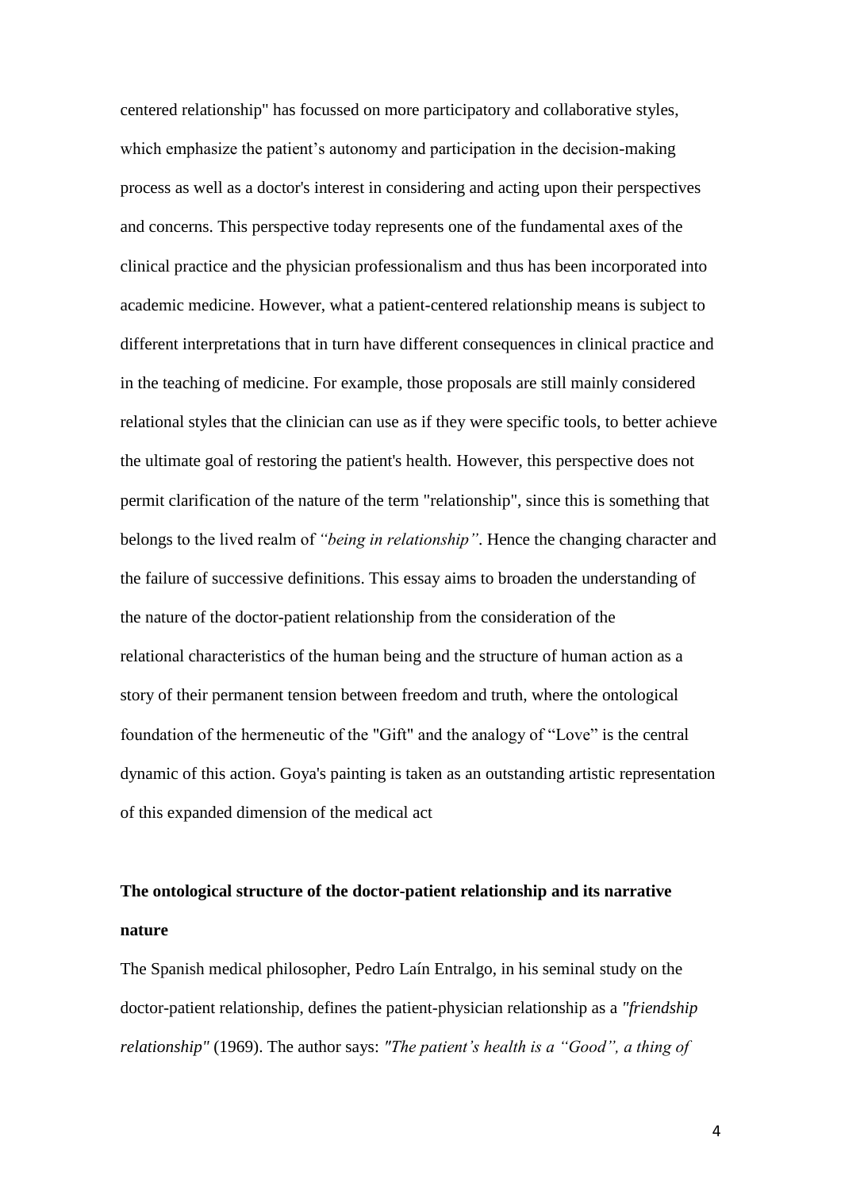centered relationship" has focussed on more participatory and collaborative styles, which emphasize the patient's autonomy and participation in the decision-making process as well as a doctor's interest in considering and acting upon their perspectives and concerns. This perspective today represents one of the fundamental axes of the clinical practice and the physician professionalism and thus has been incorporated into academic medicine. However, what a patient-centered relationship means is subject to different interpretations that in turn have different consequences in clinical practice and in the teaching of medicine. For example, those proposals are still mainly considered relational styles that the clinician can use as if they were specific tools, to better achieve the ultimate goal of restoring the patient's health. However, this perspective does not permit clarification of the nature of the term "relationship", since this is something that belongs to the lived realm of *"being in relationship"*. Hence the changing character and the failure of successive definitions. This essay aims to broaden the understanding of the nature of the doctor-patient relationship from the consideration of the relational characteristics of the human being and the structure of human action as a story of their permanent tension between freedom and truth, where the ontological foundation of the hermeneutic of the "Gift" and the analogy of "Love" is the central dynamic of this action. Goya's painting is taken as an outstanding artistic representation of this expanded dimension of the medical act

## The ontological structure of the doctor-patient relationship and its narrative nature

The Spanish medical philosopher, Pedro Laín Entralgo, in his seminal study on the doctor-patient relationship, defines the patient-physician relationship as a *"friendship relationship"* (1969). The author says: *"The patient's health is a "Good", a thing of*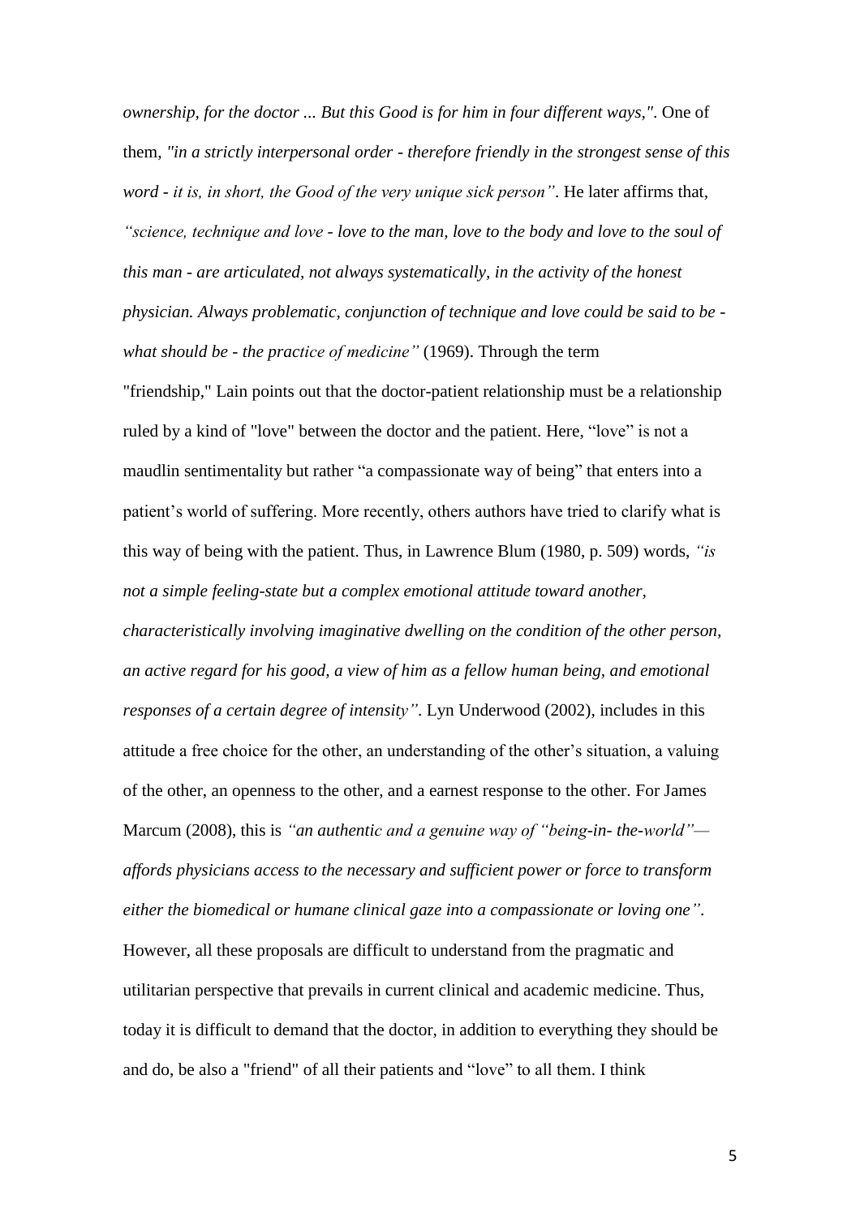*ownership, for the doctor ... But this Good is for him in four different ways,"*. One of them, *"in a strictly interpersonal order - therefore friendly in the strongest sense of this word - it is, in short, the Good of the very unique sick person"*. He later affirms that, *"science, technique and love - love to the man, love to the body and love to the soul of this man - are articulated, not always systematically, in the activity of the honest physician. Always problematic, conjunction of technique and love could be said to be - what should be - the practice of medicine"* (1969). Through the term "friendship," Lain points out that the doctor-patient relationship must be a relationship ruled by a kind of "love" between the doctor and the patient. Here, "love" is not a maudlin sentimentality but rather "a compassionate way of being" that enters into a patient's world of suffering. More recently, others authors have tried to clarify what is this way of being with the patient. Thus, in Lawrence Blum (1980, p. 509) words, *"is not a simple feeling-state but a complex emotional attitude toward another, characteristically involving imaginative dwelling on the condition of the other person, an active regard for his good, a view of him as a fellow human being, and emotional responses of a certain degree of intensity"*. Lyn Underwood (2002), includes in this attitude a free choice for the other, an understanding of the other's situation, a valuing of the other, an openness to the other, and a earnest response to the other. For James Marcum (2008), this is *"an authentic and a genuine way of "being-in- the-world"— affords physicians access to the necessary and sufficient power or force to transform either the biomedical or humane clinical gaze into a compassionate or loving one"*. However, all these proposals are difficult to understand from the pragmatic and utilitarian perspective that prevails in current clinical and academic medicine. Thus, today it is difficult to demand that the doctor, in addition to everything they should be and do, be also a "friend" of all their patients and "love" to all them. I think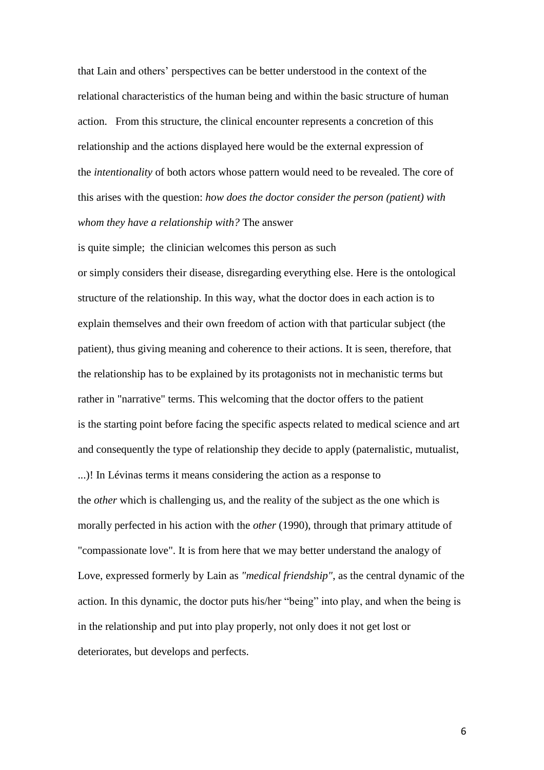that Lain and others' perspectives can be better understood in the context of the relational characteristics of the human being and within the basic structure of human action. From this structure, the clinical encounter represents a concretion of this relationship and the actions displayed here would be the external expression of the *intentionality* of both actors whose pattern would need to be revealed. The core of this arises with the question: *how does the doctor consider the person (patient) with whom they have a relationship with?* The answer is quite simple; the clinician welcomes this person as such or simply considers their disease, disregarding everything else. Here is the ontological structure of the relationship. In this way, what the doctor does in each action is to explain themselves and their own freedom of action with that particular subject (the patient), thus giving meaning and coherence to their actions. It is seen, therefore, that the relationship has to be explained by its protagonists not in mechanistic terms but rather in "narrative" terms. This welcoming that the doctor offers to the patient is the starting point before facing the specific aspects related to medical science and art and consequently the type of relationship they decide to apply (paternalistic, mutualist, ...)! In Lévinas terms it means considering the action as a response to the *other* which is challenging us, and the reality of the subject as the one which is morally perfected in his action with the *other* (1990), through that primary attitude of "compassionate love". It is from here that we may better understand the analogy of Love, expressed formerly by Lain as *"medical friendship"*, as the central dynamic of the action. In this dynamic, the doctor puts his/her "being" into play, and when the being is in the relationship and put into play properly, not only does it not get lost or deteriorates, but develops and perfects.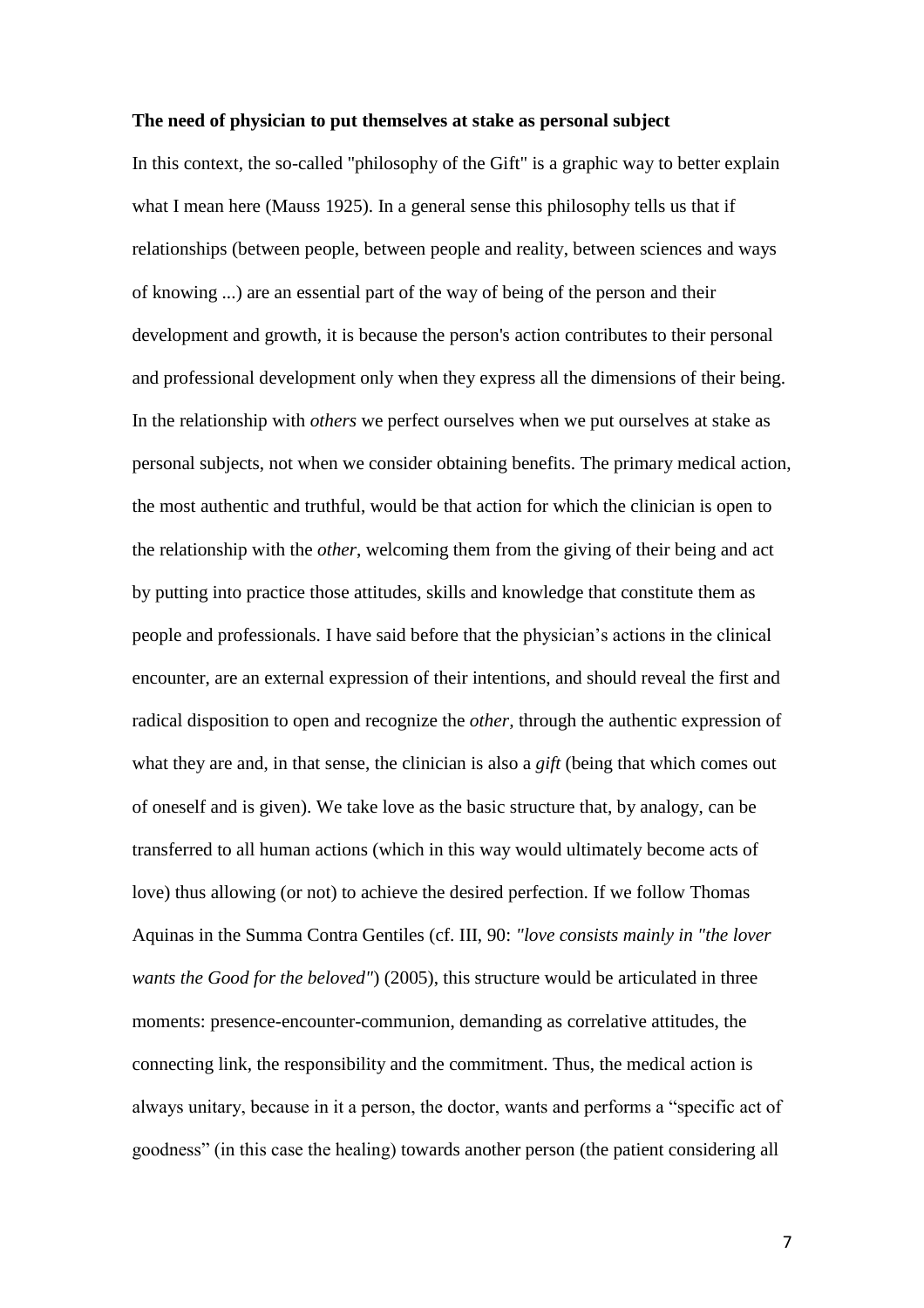**The need of physician to put themselves at stake as personal subject**

In this context, the so-called "philosophy of the Gift" is a graphic way to better explain what I mean here (Mauss 1925). In a general sense this philosophy tells us that if relationships (between people, between people and reality, between sciences and ways of knowing ...) are an essential part of the way of being of the person and their development and growth, it is because the person's action contributes to their personal and professional development only when they express all the dimensions of their being. In the relationship with *others* we perfect ourselves when we put ourselves at stake as personal subjects, not when we consider obtaining benefits. The primary medical action, the most authentic and truthful, would be that action for which the clinician is open to the relationship with the *other*, welcoming them from the giving of their being and act by putting into practice those attitudes, skills and knowledge that constitute them as people and professionals. I have said before that the physician's actions in the clinical encounter, are an external expression of their intentions, and should reveal the first and radical disposition to open and recognize the *other*, through the authentic expression of what they are and, in that sense, the clinician is also a *gift* (being that which comes out of oneself and is given). We take love as the basic structure that, by analogy, can be transferred to all human actions (which in this way would ultimately become acts of love) thus allowing (or not) to achieve the desired perfection. If we follow Thomas Aquinas in the Summa Contra Gentiles (cf. III, 90: *"love consists mainly in "the lover wants the Good for the beloved"*) (2005), this structure would be articulated in three moments: presence-encounter-communion, demanding as correlative attitudes, the connecting link, the responsibility and the commitment. Thus, the medical action is always unitary, because in it a person, the doctor, wants and performs a "specific act of goodness" (in this case the healing) towards another person (the patient considering all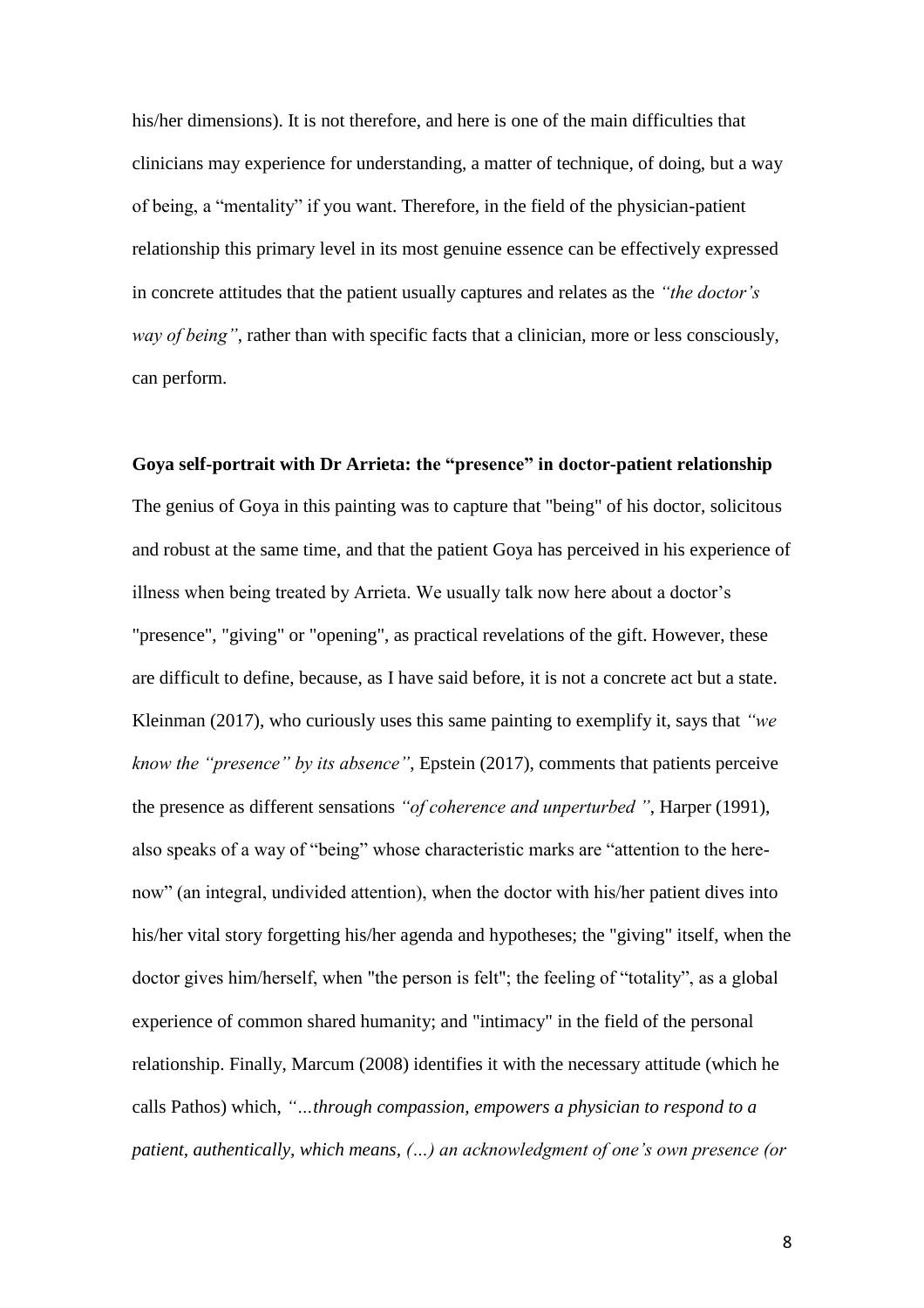his/her dimensions). It is not therefore, and here is one of the main difficulties that clinicians may experience for understanding, a matter of technique, of doing, but a way of being, a "mentality" if you want. Therefore, in the field of the physician-patient relationship this primary level in its most genuine essence can be effectively expressed in concrete attitudes that the patient usually captures and relates as the *"the doctor's way of being"*, rather than with specific facts that a clinician, more or less consciously, can perform.

**Goya self-portrait with Dr Arrieta: the "presence" in doctor-patient relationship**

The genius of Goya in this painting was to capture that "being" of his doctor, solicitous and robust at the same time, and that the patient Goya has perceived in his experience of illness when being treated by Arrieta. We usually talk now here about a doctor's "presence", "giving" or "opening", as practical revelations of the gift. However, these are difficult to define, because, as I have said before, it is not a concrete act but a state. Kleinman (2017), who curiously uses this same painting to exemplify it, says that *"we know the "presence" by its absence"*, Epstein (2017), comments that patients perceive the presence as different sensations *"of coherence and unperturbed "*, Harper (1991), also speaks of a way of "being" whose characteristic marks are "attention to the here-now" (an integral, undivided attention), when the doctor with his/her patient dives into his/her vital story forgetting his/her agenda and hypotheses; the "giving" itself, when the doctor gives him/herself, when "the person is felt"; the feeling of "totality", as a global experience of common shared humanity; and "intimacy" in the field of the personal relationship. Finally, Marcum (2008) identifies it with the necessary attitude (which he calls Pathos) which, *"…through compassion, empowers a physician to respond to a patient, authentically, which means, (…) an acknowledgment of one's own presence (or*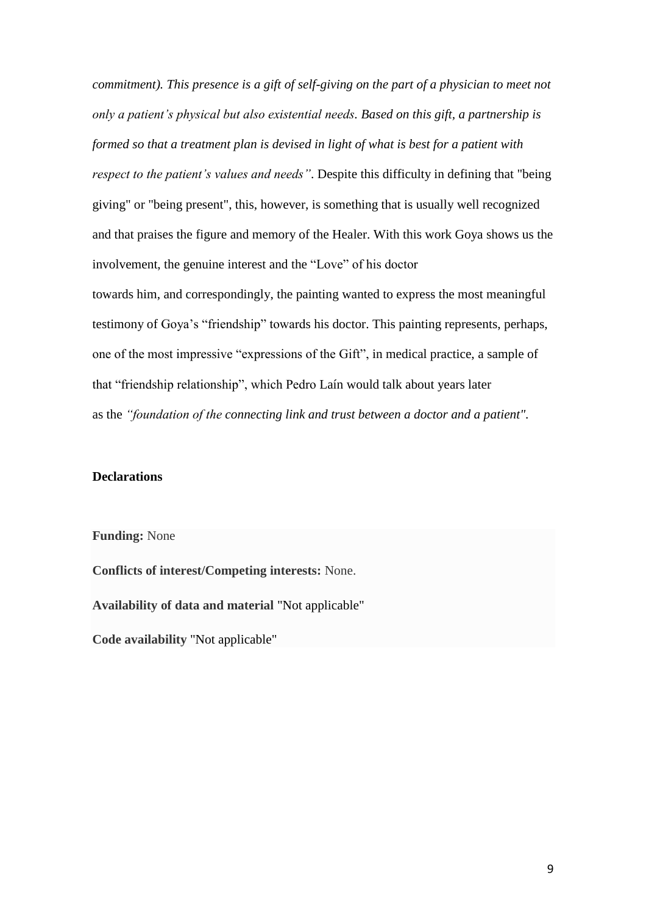*commitment). This presence is a gift of self-giving on the part of a physician to meet not only a patient's physical but also existential needs. Based on this gift, a partnership is formed so that a treatment plan is devised in light of what is best for a patient with respect to the patient's values and needs"*. Despite this difficulty in defining that "being giving" or "being present", this, however, is something that is usually well recognized and that praises the figure and memory of the Healer. With this work Goya shows us the involvement, the genuine interest and the "Love" of his doctor towards him, and correspondingly, the painting wanted to express the most meaningful testimony of Goya's "friendship" towards his doctor. This painting represents, perhaps, one of the most impressive "expressions of the Gift", in medical practice, a sample of that "friendship relationship", which Pedro Laín would talk about years later as the *"foundation of the connecting link and trust between a doctor and a patient"*.

**Declarations**

**Funding:** None

**Conflicts of interest/Competing interests:** None.

**Availability of data and material** "Not applicable"

**Code availability** "Not applicable"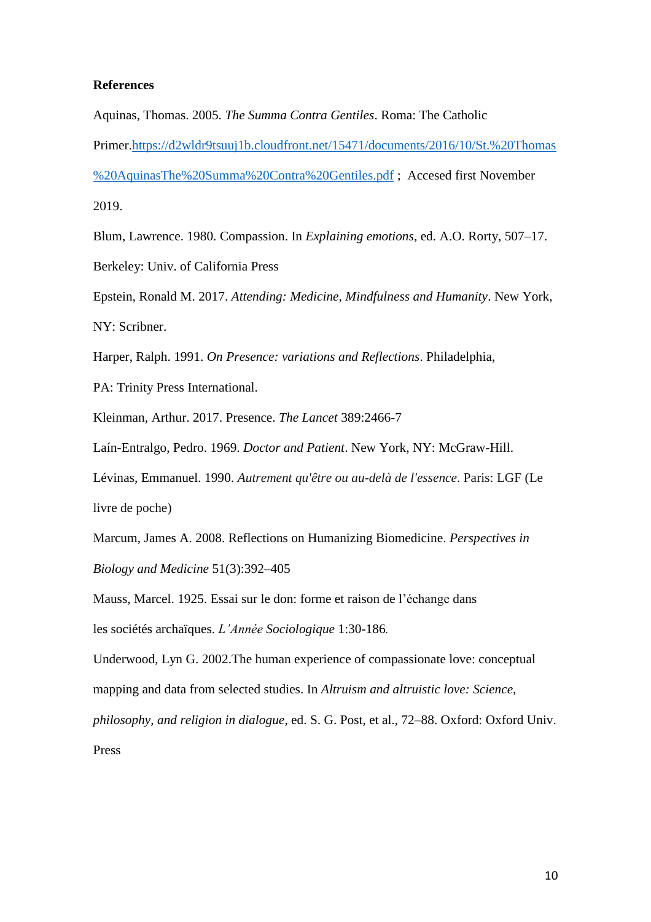**References**

Aquinas, Thomas. 2005. *The Summa Contra Gentiles*. Roma: The Catholic Primer.https://d2wldr9tsuuj1b.cloudfront.net/15471/documents/2016/10/St.%20Thomas%20AquinasThe%20Summa%20Contra%20Gentiles.pdf ; Accesed first November 2019.

Blum, Lawrence. 1980. Compassion. In *Explaining emotions*, ed. A.O. Rorty, 507–17. Berkeley: Univ. of California Press

Epstein, Ronald M. 2017. *Attending: Medicine, Mindfulness and Humanity*. New York, NY: Scribner.

Harper, Ralph. 1991. *On Presence: variations and Reflections*. Philadelphia, PA: Trinity Press International.

Kleinman, Arthur. 2017. Presence. *The Lancet* 389:2466-7

Laín-Entralgo, Pedro. 1969. *Doctor and Patient*. New York, NY: McGraw-Hill.

Lévinas, Emmanuel. 1990. *Autrement qu'être ou au-delà de l'essence*. Paris: LGF (Le livre de poche)

Marcum, James A. 2008. Reflections on Humanizing Biomedicine. *Perspectives in Biology and Medicine* 51(3):392–405

Mauss, Marcel. 1925. Essai sur le don: forme et raison de l'échange dans les sociétés archaïques. *L'Année Sociologique* 1:30-186.

Underwood, Lyn G. 2002.The human experience of compassionate love: conceptual mapping and data from selected studies. In *Altruism and altruistic love: Science, philosophy, and religion in dialogue*, ed. S. G. Post, et al., 72–88. Oxford: Oxford Univ. Press